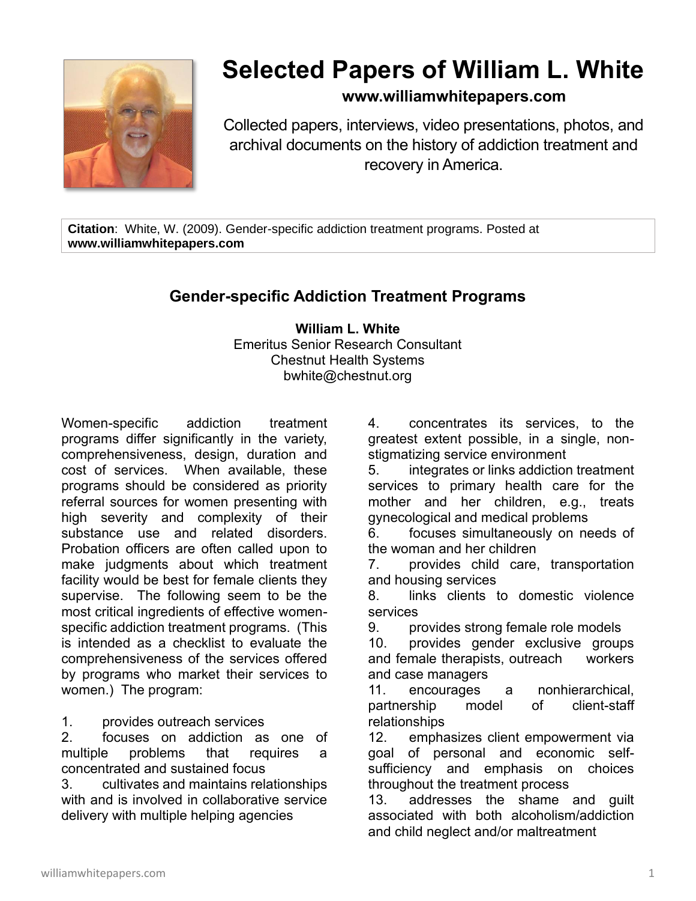# Selected Papers of William L. White

**www.williamwhitepapers.com**

Collected papers, interviews, video presentations, photos, and archival documents on the history of addiction treatment and recovery in America.

**Citation**: White, W. (2009). Gender-specific addiction treatment programs. Posted at **www.williamwhitepapers.com**

## Gender-specific Addiction Treatment Programs

**William L. White**
Emeritus Senior Research Consultant
Chestnut Health Systems
bwhite@chestnut.org

Women-specific addiction treatment programs differ significantly in the variety, comprehensiveness, design, duration and cost of services. When available, these programs should be considered as priority referral sources for women presenting with high severity and complexity of their substance use and related disorders. Probation officers are often called upon to make judgments about which treatment facility would be best for female clients they supervise. The following seem to be the most critical ingredients of effective women-specific addiction treatment programs. (This is intended as a checklist to evaluate the comprehensiveness of the services offered by programs who market their services to women.) The program:

1. provides outreach services
2. focuses on addiction as one of multiple problems that requires a concentrated and sustained focus
3. cultivates and maintains relationships with and is involved in collaborative service delivery with multiple helping agencies
4. concentrates its services, to the greatest extent possible, in a single, non-stigmatizing service environment
5. integrates or links addiction treatment services to primary health care for the mother and her children, e.g., treats gynecological and medical problems
6. focuses simultaneously on needs of the woman and her children
7. provides child care, transportation and housing services
8. links clients to domestic violence services
9. provides strong female role models
10. provides gender exclusive groups and female therapists, outreach workers and case managers
11. encourages a nonhierarchical, partnership model of client-staff relationships
12. emphasizes client empowerment via goal of personal and economic self-sufficiency and emphasis on choices throughout the treatment process
13. addresses the shame and guilt associated with both alcoholism/addiction and child neglect and/or maltreatment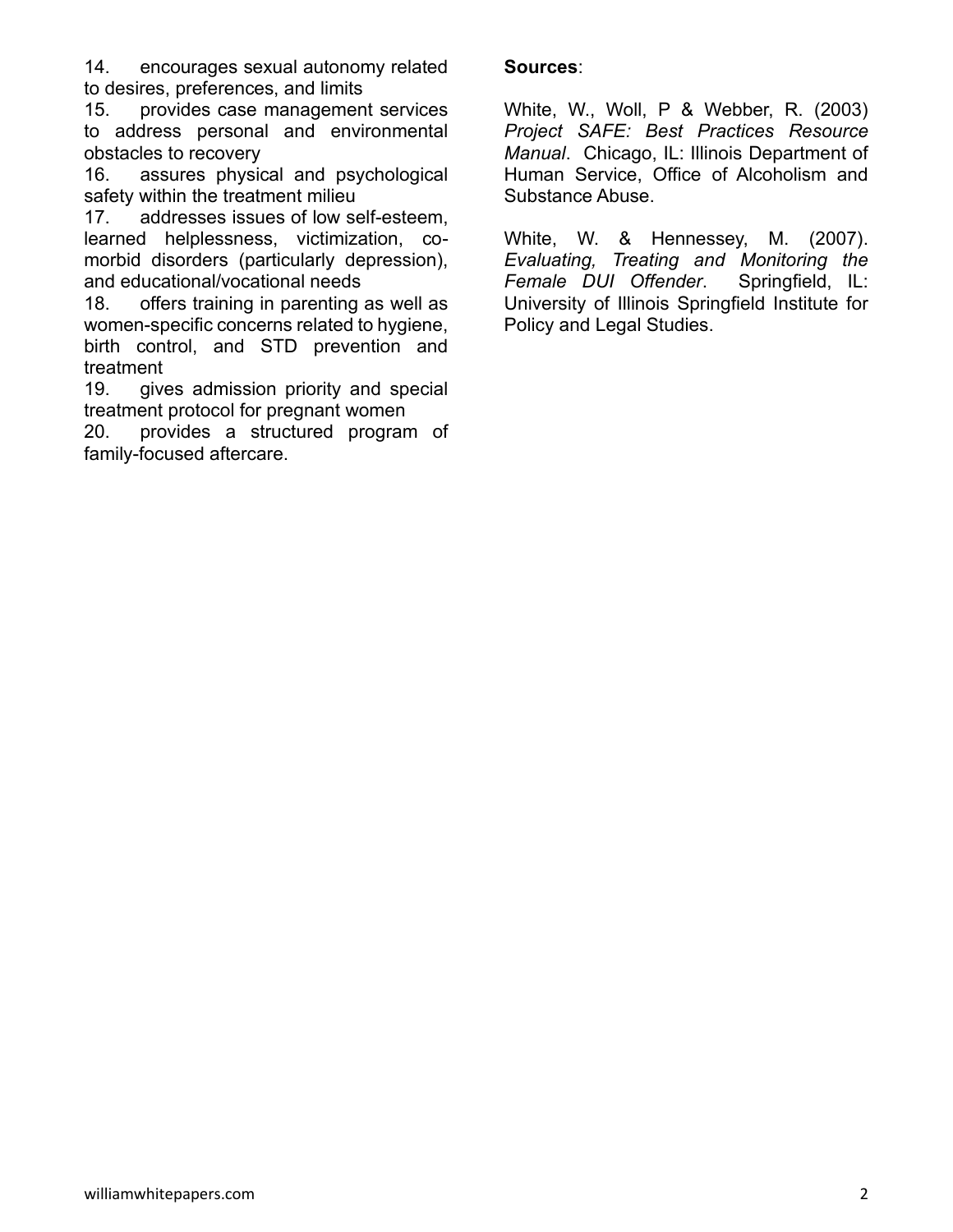14. encourages sexual autonomy related to desires, preferences, and limits
15. provides case management services to address personal and environmental obstacles to recovery
16. assures physical and psychological safety within the treatment milieu
17. addresses issues of low self-esteem, learned helplessness, victimization, co-morbid disorders (particularly depression), and educational/vocational needs
18. offers training in parenting as well as women-specific concerns related to hygiene, birth control, and STD prevention and treatment
19. gives admission priority and special treatment protocol for pregnant women
20. provides a structured program of family-focused aftercare.

**Sources**:

White, W., Woll, P & Webber, R. (2003) *Project SAFE: Best Practices Resource Manual*. Chicago, IL: Illinois Department of Human Service, Office of Alcoholism and Substance Abuse.

White, W. & Hennessey, M. (2007). *Evaluating, Treating and Monitoring the Female DUI Offender*. Springfield, IL: University of Illinois Springfield Institute for Policy and Legal Studies.